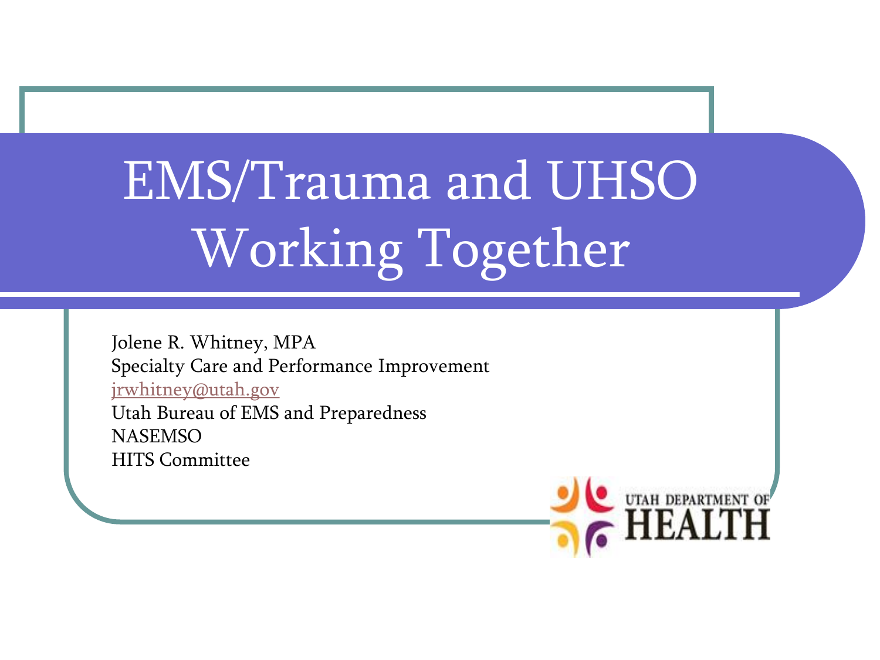# EMS/Trauma and UHSO Working Together

Jolene R. Whitney, MPA
Specialty Care and Performance Improvement
jrwhitney@utah.gov
Utah Bureau of EMS and Preparedness
NASEMSO
HITS Committee

UTAH DEPARTMENT OF HEALTH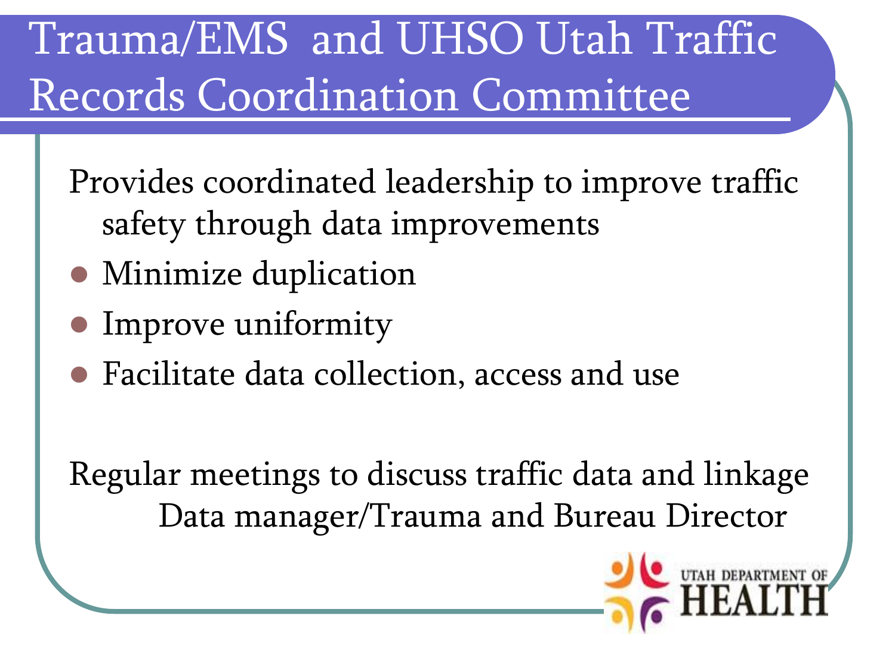# Trauma/EMS and UHSO Utah Traffic Records Coordination Committee

Provides coordinated leadership to improve traffic safety through data improvements

- Minimize duplication
- Improve uniformity
- Facilitate data collection, access and use

Regular meetings to discuss traffic data and linkage

Data manager/Trauma and Bureau Director

UTAH DEPARTMENT OF HEALTH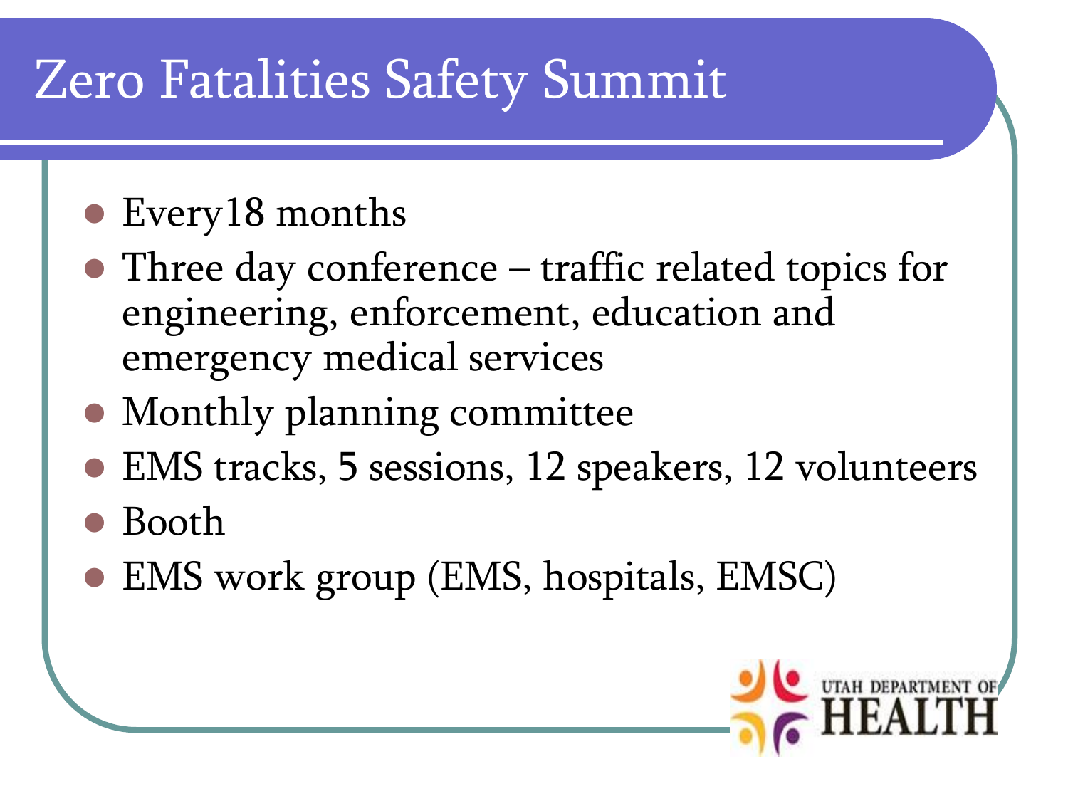# Zero Fatalities Safety Summit

- Every18 months
- Three day conference – traffic related topics for engineering, enforcement, education and emergency medical services
- Monthly planning committee
- EMS tracks, 5 sessions, 12 speakers, 12 volunteers
- Booth
- EMS work group (EMS, hospitals, EMSC)

UTAH DEPARTMENT OF HEALTH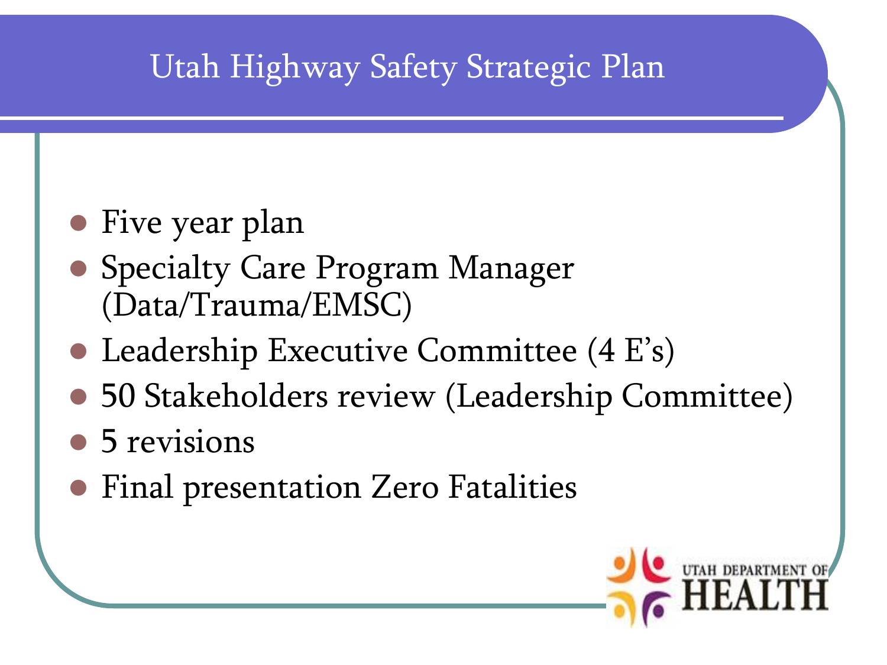# Utah Highway Safety Strategic Plan

- Five year plan
- Specialty Care Program Manager (Data/Trauma/EMSC)
- Leadership Executive Committee (4 E's)
- 50 Stakeholders review (Leadership Committee)
- 5 revisions
- Final presentation Zero Fatalities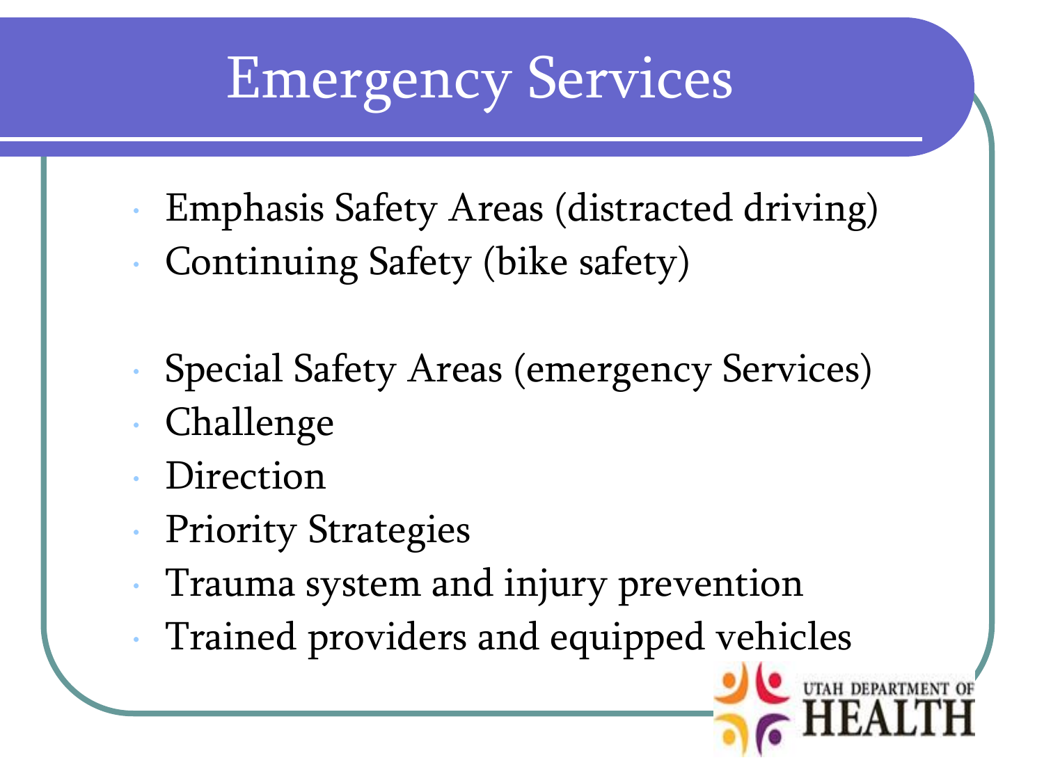# Emergency Services

- Emphasis Safety Areas (distracted driving)
- Continuing Safety (bike safety)

- Special Safety Areas (emergency Services)
- Challenge
- Direction
- Priority Strategies
- Trauma system and injury prevention
- Trained providers and equipped vehicles

UTAH DEPARTMENT OF HEALTH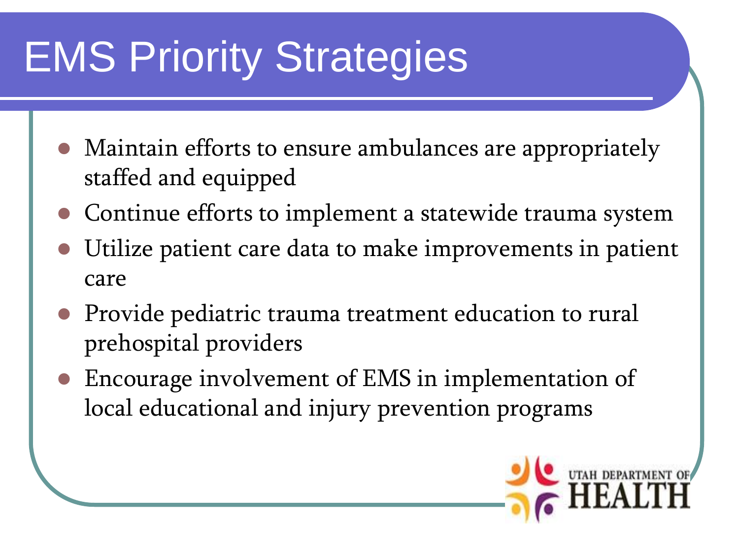# EMS Priority Strategies

- Maintain efforts to ensure ambulances are appropriately staffed and equipped
- Continue efforts to implement a statewide trauma system
- Utilize patient care data to make improvements in patient care
- Provide pediatric trauma treatment education to rural prehospital providers
- Encourage involvement of EMS in implementation of local educational and injury prevention programs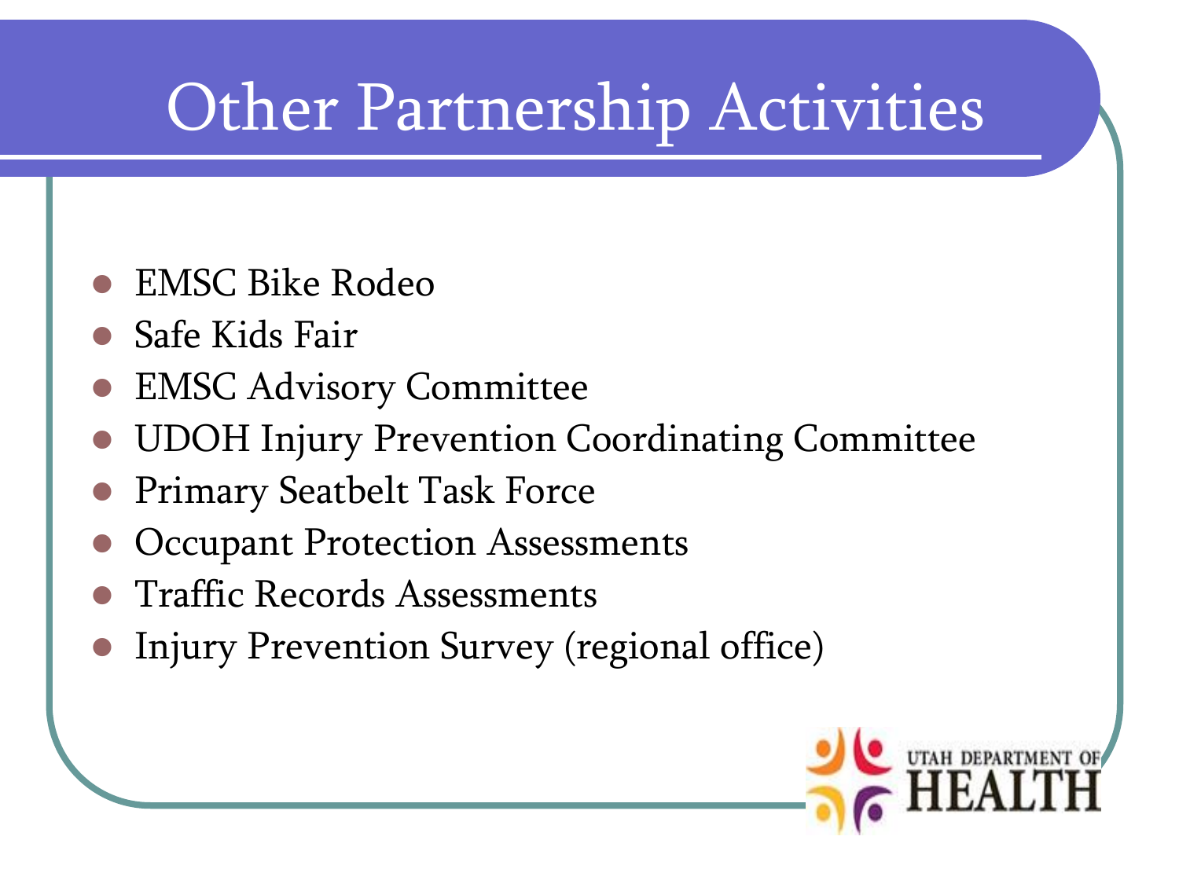# Other Partnership Activities

- EMSC Bike Rodeo
- Safe Kids Fair
- EMSC Advisory Committee
- UDOH Injury Prevention Coordinating Committee
- Primary Seatbelt Task Force
- Occupant Protection Assessments
- Traffic Records Assessments
- Injury Prevention Survey (regional office)

UTAH DEPARTMENT OF HEALTH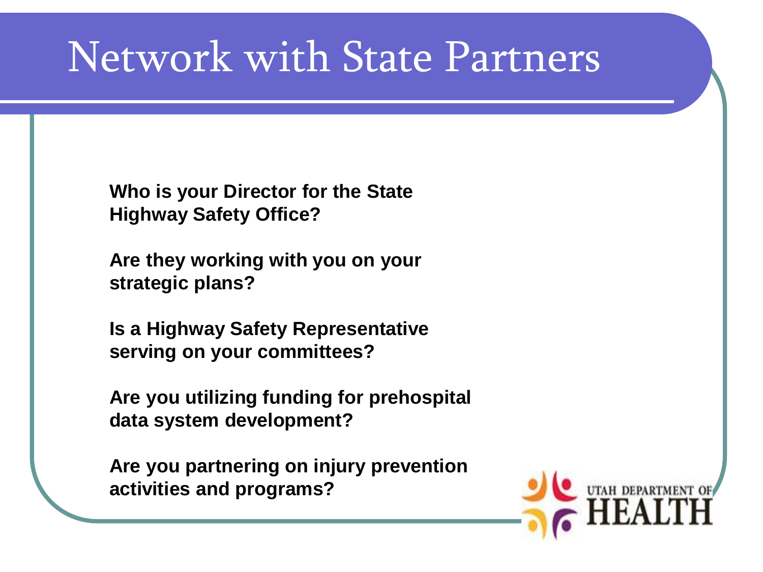# Network with State Partners

**Who is your Director for the State Highway Safety Office?**

**Are they working with you on your strategic plans?**

**Is a Highway Safety Representative serving on your committees?**

**Are you utilizing funding for prehospital data system development?**

**Are you partnering on injury prevention activities and programs?**

UTAH DEPARTMENT OF HEALTH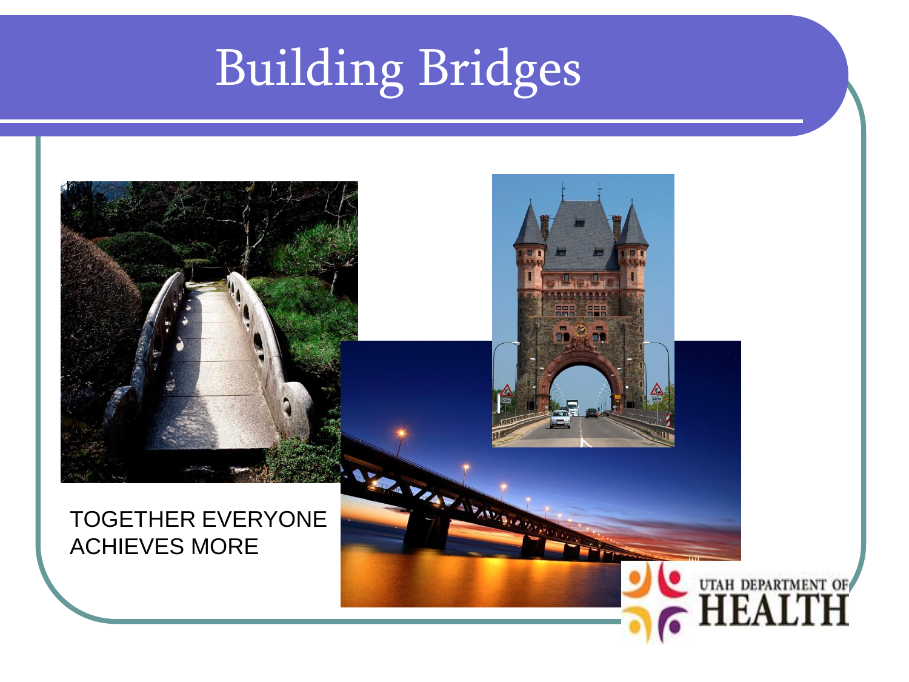# Building Bridges

TOGETHER EVERYONE ACHIEVES MORE

UTAH DEPARTMENT OF HEALTH